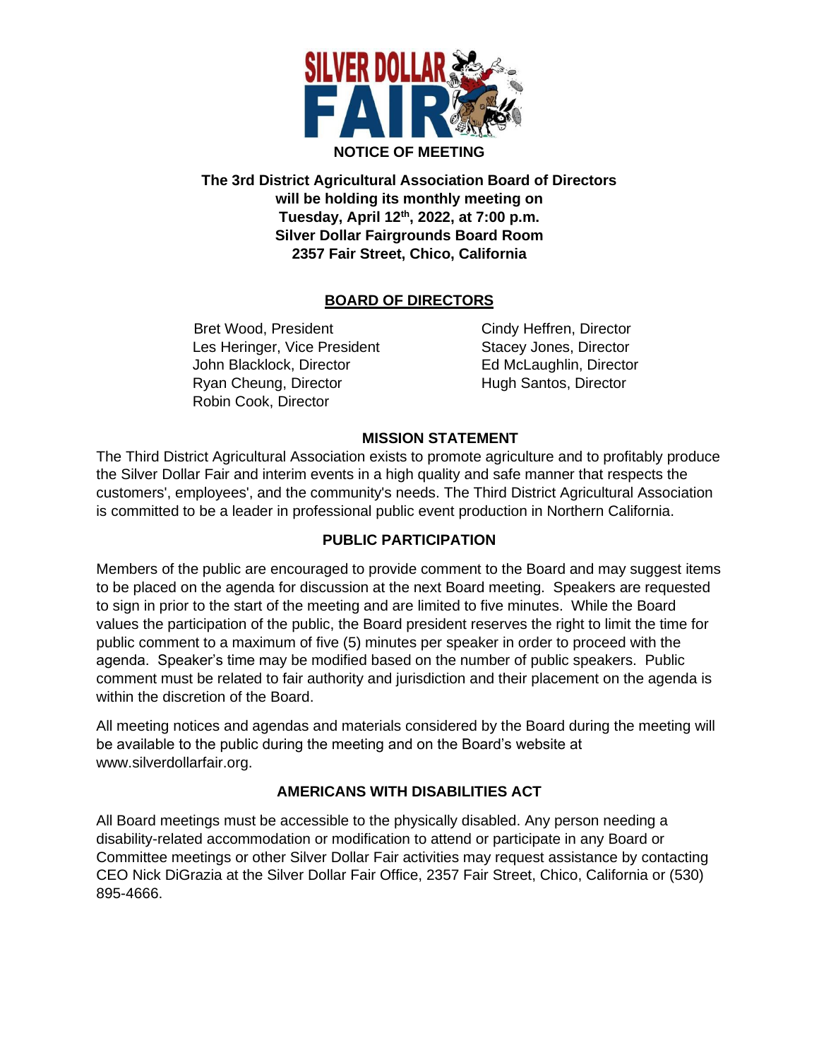# NOTICE OF MEETING

**The 3rd District Agricultural Association Board of Directors will be holding its monthly meeting on Tuesday, April 12th, 2022, at 7:00 p.m. Silver Dollar Fairgrounds Board Room 2357 Fair Street, Chico, California**

## BOARD OF DIRECTORS

Bret Wood, President
Les Heringer, Vice President
John Blacklock, Director
Ryan Cheung, Director
Robin Cook, Director
Cindy Heffren, Director
Stacey Jones, Director
Ed McLaughlin, Director
Hugh Santos, Director

## MISSION STATEMENT

The Third District Agricultural Association exists to promote agriculture and to profitably produce the Silver Dollar Fair and interim events in a high quality and safe manner that respects the customers', employees', and the community's needs. The Third District Agricultural Association is committed to be a leader in professional public event production in Northern California.

## PUBLIC PARTICIPATION

Members of the public are encouraged to provide comment to the Board and may suggest items to be placed on the agenda for discussion at the next Board meeting. Speakers are requested to sign in prior to the start of the meeting and are limited to five minutes. While the Board values the participation of the public, the Board president reserves the right to limit the time for public comment to a maximum of five (5) minutes per speaker in order to proceed with the agenda. Speaker's time may be modified based on the number of public speakers. Public comment must be related to fair authority and jurisdiction and their placement on the agenda is within the discretion of the Board.

All meeting notices and agendas and materials considered by the Board during the meeting will be available to the public during the meeting and on the Board's website at www.silverdollarfair.org.

## AMERICANS WITH DISABILITIES ACT

All Board meetings must be accessible to the physically disabled. Any person needing a disability-related accommodation or modification to attend or participate in any Board or Committee meetings or other Silver Dollar Fair activities may request assistance by contacting CEO Nick DiGrazia at the Silver Dollar Fair Office, 2357 Fair Street, Chico, California or (530) 895-4666.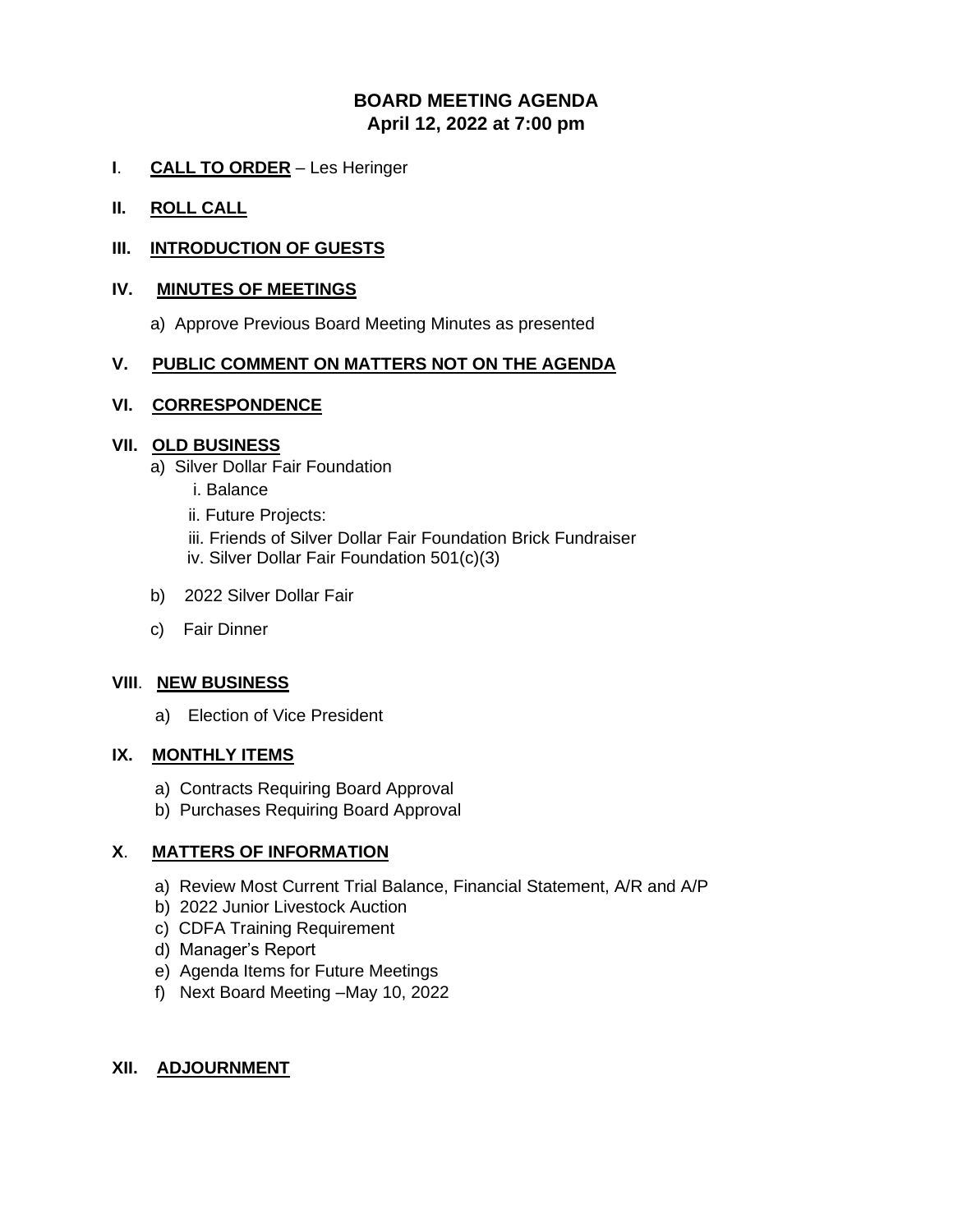# BOARD MEETING AGENDA
## April 12, 2022 at 7:00 pm

**I**. **CALL TO ORDER** – Les Heringer

**II. ROLL CALL**

**III. INTRODUCTION OF GUESTS**

**IV. MINUTES OF MEETINGS**

a) Approve Previous Board Meeting Minutes as presented

**V. PUBLIC COMMENT ON MATTERS NOT ON THE AGENDA**

**VI. CORRESPONDENCE**

**VII. OLD BUSINESS**

a) Silver Dollar Fair Foundation
   - i. Balance
   - ii. Future Projects:
   - iii. Friends of Silver Dollar Fair Foundation Brick Fundraiser
   - iv. Silver Dollar Fair Foundation 501(c)(3)

b) 2022 Silver Dollar Fair

c) Fair Dinner

**VIII**. **NEW BUSINESS**

a) Election of Vice President

**IX. MONTHLY ITEMS**

a) Contracts Requiring Board Approval
b) Purchases Requiring Board Approval

**X**. **MATTERS OF INFORMATION**

a) Review Most Current Trial Balance, Financial Statement, A/R and A/P
b) 2022 Junior Livestock Auction
c) CDFA Training Requirement
d) Manager's Report
e) Agenda Items for Future Meetings
f) Next Board Meeting –May 10, 2022

**XII. ADJOURNMENT**